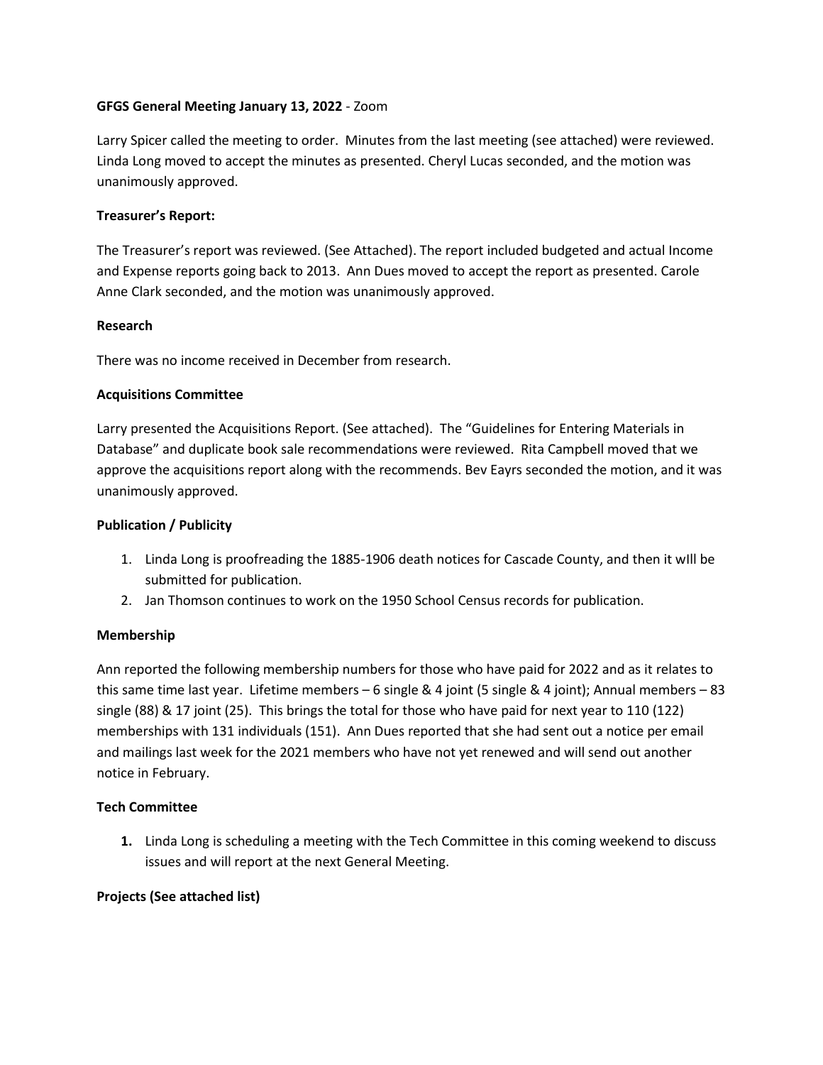**GFGS General Meeting January 13, 2022** - Zoom

Larry Spicer called the meeting to order. Minutes from the last meeting (see attached) were reviewed. Linda Long moved to accept the minutes as presented. Cheryl Lucas seconded, and the motion was unanimously approved.

**Treasurer's Report:**

The Treasurer's report was reviewed. (See Attached). The report included budgeted and actual Income and Expense reports going back to 2013. Ann Dues moved to accept the report as presented. Carole Anne Clark seconded, and the motion was unanimously approved.

**Research**

There was no income received in December from research.

**Acquisitions Committee**

Larry presented the Acquisitions Report. (See attached). The "Guidelines for Entering Materials in Database" and duplicate book sale recommendations were reviewed. Rita Campbell moved that we approve the acquisitions report along with the recommends. Bev Eayrs seconded the motion, and it was unanimously approved.

**Publication / Publicity**

1. Linda Long is proofreading the 1885-1906 death notices for Cascade County, and then it wIll be submitted for publication.
2. Jan Thomson continues to work on the 1950 School Census records for publication.

**Membership**

Ann reported the following membership numbers for those who have paid for 2022 and as it relates to this same time last year. Lifetime members – 6 single & 4 joint (5 single & 4 joint); Annual members – 83 single (88) & 17 joint (25). This brings the total for those who have paid for next year to 110 (122) memberships with 131 individuals (151). Ann Dues reported that she had sent out a notice per email and mailings last week for the 2021 members who have not yet renewed and will send out another notice in February.

**Tech Committee**

1. Linda Long is scheduling a meeting with the Tech Committee in this coming weekend to discuss issues and will report at the next General Meeting.

**Projects (See attached list)**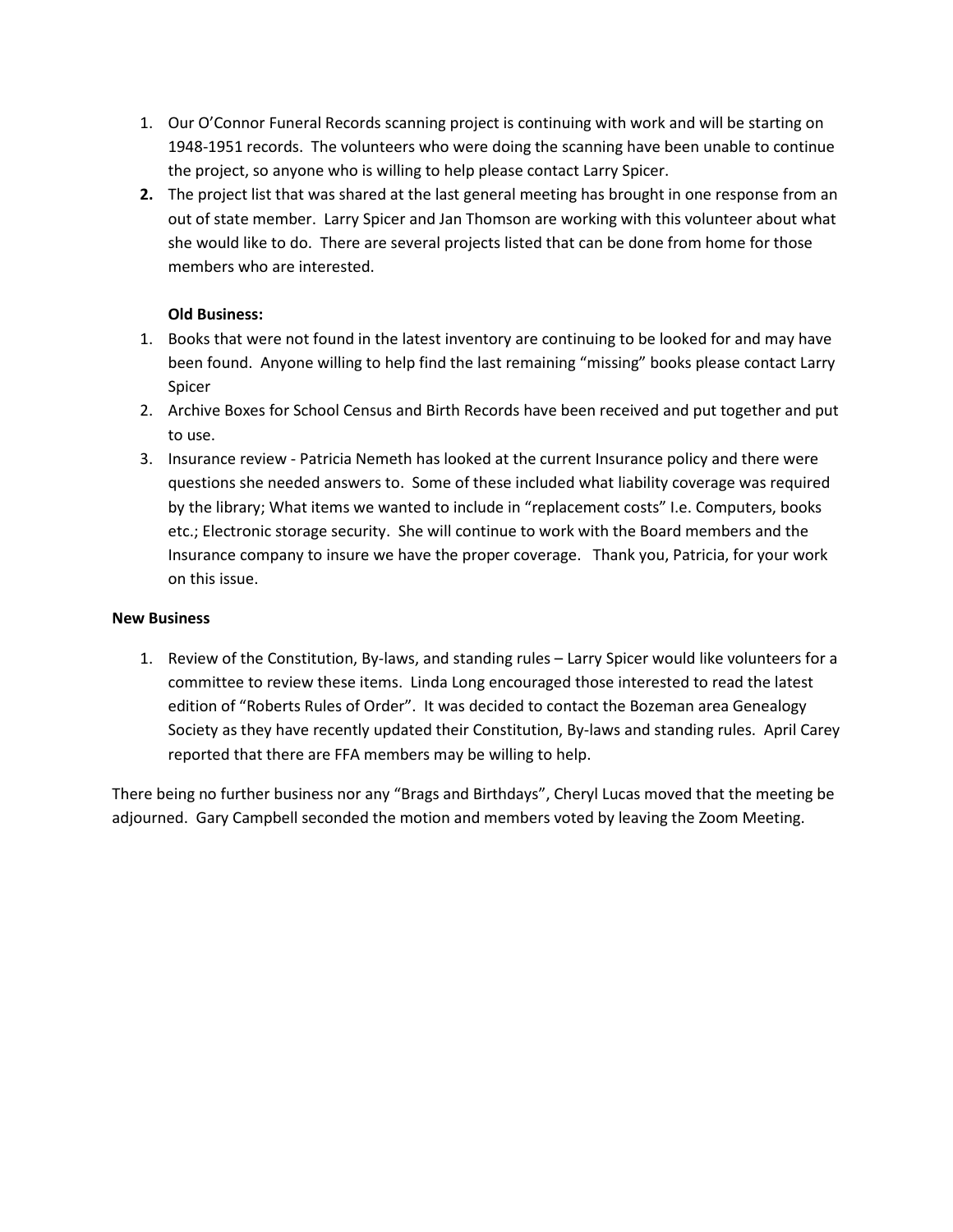1. Our O'Connor Funeral Records scanning project is continuing with work and will be starting on 1948-1951 records. The volunteers who were doing the scanning have been unable to continue the project, so anyone who is willing to help please contact Larry Spicer.
2. The project list that was shared at the last general meeting has brought in one response from an out of state member. Larry Spicer and Jan Thomson are working with this volunteer about what she would like to do. There are several projects listed that can be done from home for those members who are interested.

**Old Business:**

1. Books that were not found in the latest inventory are continuing to be looked for and may have been found. Anyone willing to help find the last remaining "missing" books please contact Larry Spicer
2. Archive Boxes for School Census and Birth Records have been received and put together and put to use.
3. Insurance review - Patricia Nemeth has looked at the current Insurance policy and there were questions she needed answers to. Some of these included what liability coverage was required by the library; What items we wanted to include in "replacement costs" I.e. Computers, books etc.; Electronic storage security. She will continue to work with the Board members and the Insurance company to insure we have the proper coverage. Thank you, Patricia, for your work on this issue.

**New Business**

1. Review of the Constitution, By-laws, and standing rules – Larry Spicer would like volunteers for a committee to review these items. Linda Long encouraged those interested to read the latest edition of "Roberts Rules of Order". It was decided to contact the Bozeman area Genealogy Society as they have recently updated their Constitution, By-laws and standing rules. April Carey reported that there are FFA members may be willing to help.

There being no further business nor any "Brags and Birthdays", Cheryl Lucas moved that the meeting be adjourned. Gary Campbell seconded the motion and members voted by leaving the Zoom Meeting.